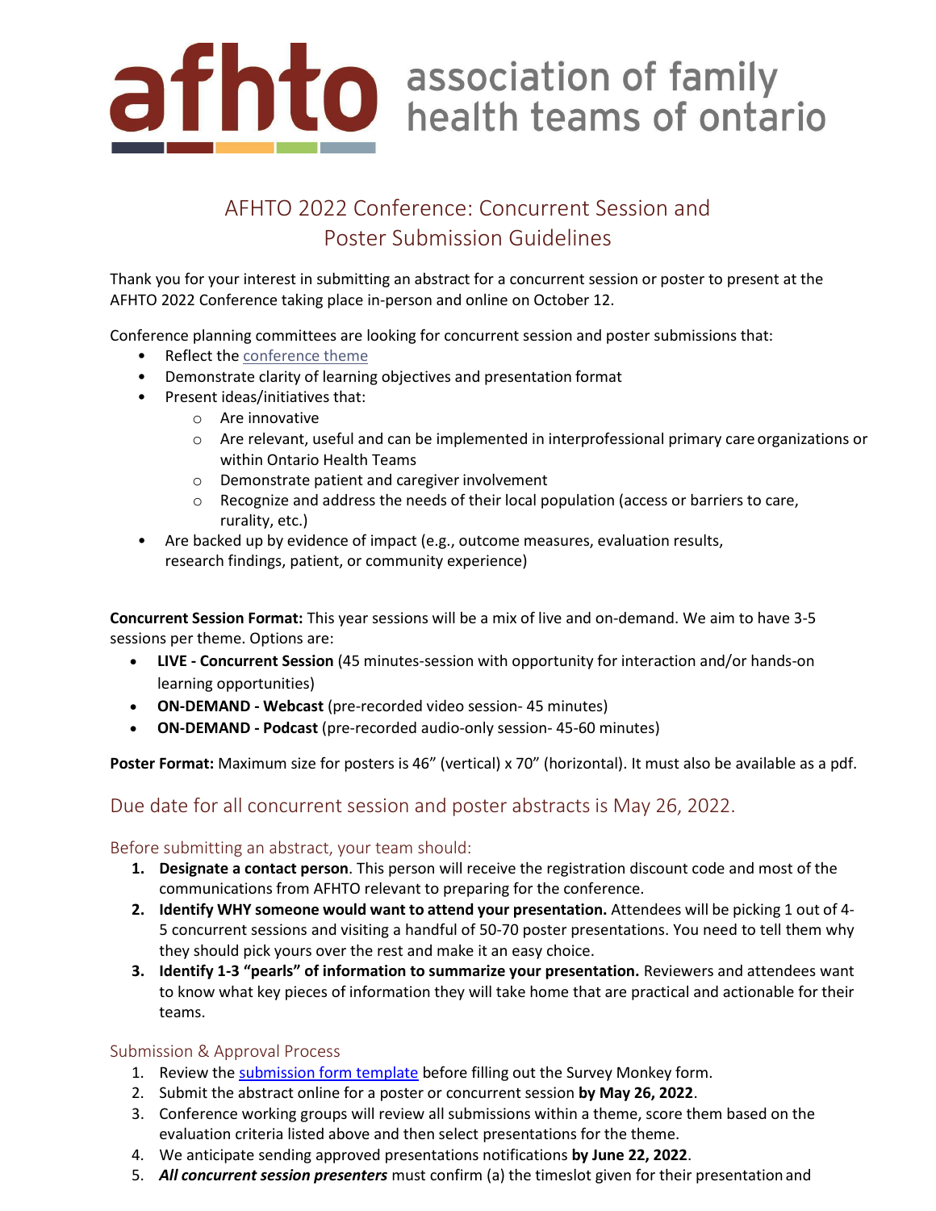afhto association of family health teams of ontario

# AFHTO 2022 Conference: Concurrent Session and Poster Submission Guidelines

Thank you for your interest in submitting an abstract for a concurrent session or poster to present at the AFHTO 2022 Conference taking place in-person and online on October 12.

Conference planning committees are looking for concurrent session and poster submissions that:

- Reflect the conference theme
- Demonstrate clarity of learning objectives and presentation format
- Present ideas/initiatives that:
  - Are innovative
  - Are relevant, useful and can be implemented in interprofessional primary care organizations or within Ontario Health Teams
  - Demonstrate patient and caregiver involvement
  - Recognize and address the needs of their local population (access or barriers to care, rurality, etc.)
- Are backed up by evidence of impact (e.g., outcome measures, evaluation results, research findings, patient, or community experience)

**Concurrent Session Format:** This year sessions will be a mix of live and on-demand. We aim to have 3-5 sessions per theme. Options are:

- **LIVE - Concurrent Session** (45 minutes-session with opportunity for interaction and/or hands-on learning opportunities)
- **ON-DEMAND - Webcast** (pre-recorded video session- 45 minutes)
- **ON-DEMAND - Podcast** (pre-recorded audio-only session- 45-60 minutes)

**Poster Format:** Maximum size for posters is 46" (vertical) x 70" (horizontal). It must also be available as a pdf.

## Due date for all concurrent session and poster abstracts is May 26, 2022.

### Before submitting an abstract, your team should:

1. **Designate a contact person**. This person will receive the registration discount code and most of the communications from AFHTO relevant to preparing for the conference.
2. **Identify WHY someone would want to attend your presentation.** Attendees will be picking 1 out of 4-5 concurrent sessions and visiting a handful of 50-70 poster presentations. You need to tell them why they should pick yours over the rest and make it an easy choice.
3. **Identify 1-3 "pearls" of information to summarize your presentation.** Reviewers and attendees want to know what key pieces of information they will take home that are practical and actionable for their teams.

### Submission & Approval Process

1. Review the submission form template before filling out the Survey Monkey form.
2. Submit the abstract online for a poster or concurrent session **by May 26, 2022**.
3. Conference working groups will review all submissions within a theme, score them based on the evaluation criteria listed above and then select presentations for the theme.
4. We anticipate sending approved presentations notifications **by June 22, 2022**.
5. ***All concurrent session presenters*** must confirm (a) the timeslot given for their presentation and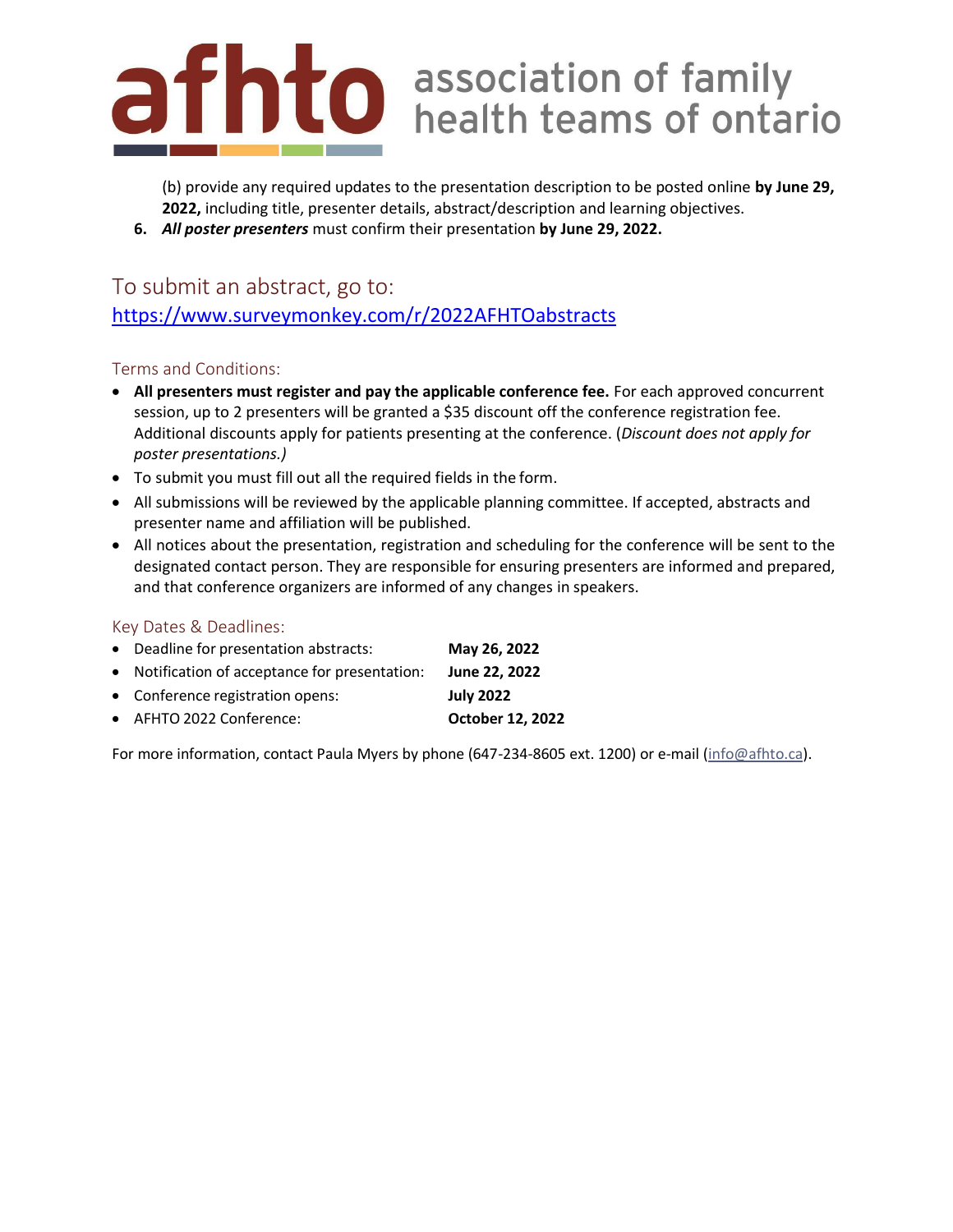(b) provide any required updates to the presentation description to be posted online **by June 29, 2022,** including title, presenter details, abstract/description and learning objectives.

6. ***All poster presenters*** must confirm their presentation **by June 29, 2022.**

## To submit an abstract, go to:

https://www.surveymonkey.com/r/2022AFHTOabstracts

### Terms and Conditions:

- **All presenters must register and pay the applicable conference fee.** For each approved concurrent session, up to 2 presenters will be granted a $35 discount off the conference registration fee. Additional discounts apply for patients presenting at the conference. (*Discount does not apply for poster presentations.)*
- To submit you must fill out all the required fields in the form.
- All submissions will be reviewed by the applicable planning committee. If accepted, abstracts and presenter name and affiliation will be published.
- All notices about the presentation, registration and scheduling for the conference will be sent to the designated contact person. They are responsible for ensuring presenters are informed and prepared, and that conference organizers are informed of any changes in speakers.

### Key Dates & Deadlines:

- Deadline for presentation abstracts: **May 26, 2022**
- Notification of acceptance for presentation: **June 22, 2022**
- Conference registration opens: **July 2022**
- AFHTO 2022 Conference: **October 12, 2022**

For more information, contact Paula Myers by phone (647-234-8605 ext. 1200) or e-mail (info@afhto.ca).